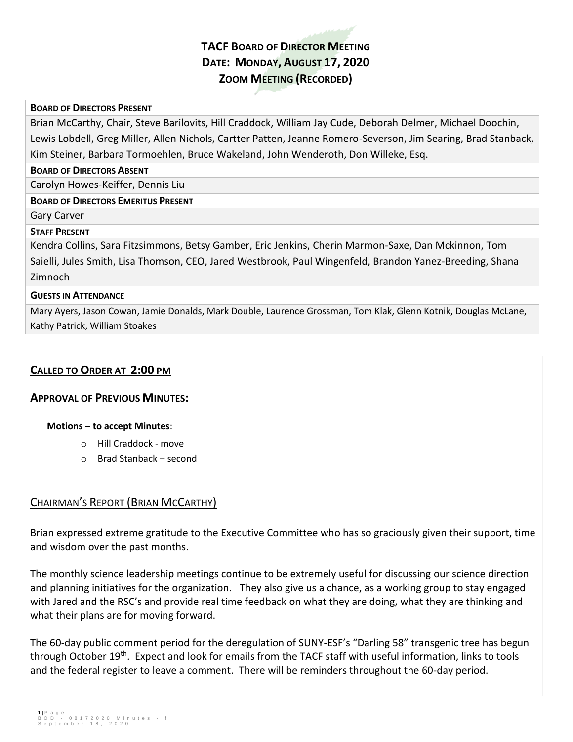# TACF Board of Director Meeting
## Date: Monday, August 17, 2020
## Zoom Meeting (Recorded)

| **Board of Directors Present** |
| --- |
| Brian McCarthy, Chair, Steve Barilovits, Hill Craddock, William Jay Cude, Deborah Delmer, Michael Doochin, Lewis Lobdell, Greg Miller, Allen Nichols, Cartter Patten, Jeanne Romero-Severson, Jim Searing, Brad Stanback, Kim Steiner, Barbara Tormoehlen, Bruce Wakeland, John Wenderoth, Don Willeke, Esq. |
| **Board of Directors Absent** |
| Carolyn Howes-Keiffer, Dennis Liu |
| **Board of Directors Emeritus Present** |
| Gary Carver |
| **Staff Present** |
| Kendra Collins, Sara Fitzsimmons, Betsy Gamber, Eric Jenkins, Cherin Marmon-Saxe, Dan Mckinnon, Tom Saielli, Jules Smith, Lisa Thomson, CEO, Jared Westbrook, Paul Wingenfeld, Brandon Yanez-Breeding, Shana Zimnoch |
| **Guests in Attendance** |
| Mary Ayers, Jason Cowan, Jamie Donalds, Mark Double, Laurence Grossman, Tom Klak, Glenn Kotnik, Douglas McLane, Kathy Patrick, William Stoakes |

## Called to Order at 2:00 PM

## Approval of Previous Minutes:

**Motions – to accept Minutes**:

- Hill Craddock - move
- Brad Stanback – second

## Chairman's Report (Brian McCarthy)

Brian expressed extreme gratitude to the Executive Committee who has so graciously given their support, time and wisdom over the past months.

The monthly science leadership meetings continue to be extremely useful for discussing our science direction and planning initiatives for the organization. They also give us a chance, as a working group to stay engaged with Jared and the RSC's and provide real time feedback on what they are doing, what they are thinking and what their plans are for moving forward.

The 60-day public comment period for the deregulation of SUNY-ESF's "Darling 58" transgenic tree has begun through October 19th. Expect and look for emails from the TACF staff with useful information, links to tools and the federal register to leave a comment. There will be reminders throughout the 60-day period.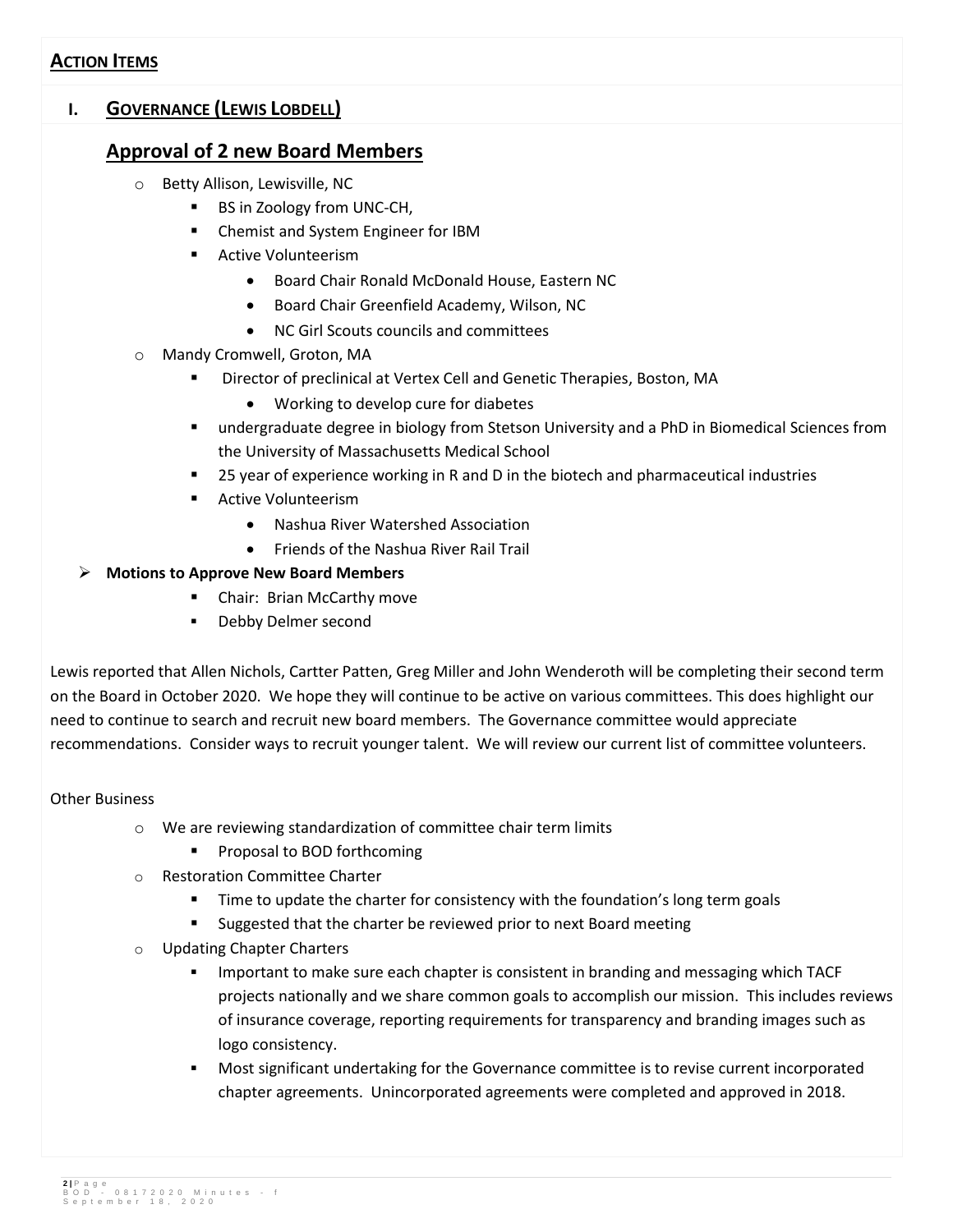## ACTION ITEMS

### I. GOVERNANCE (LEWIS LOBDELL)

## Approval of 2 new Board Members

- Betty Allison, Lewisville, NC
  - BS in Zoology from UNC-CH,
  - Chemist and System Engineer for IBM
  - Active Volunteerism
    - Board Chair Ronald McDonald House, Eastern NC
    - Board Chair Greenfield Academy, Wilson, NC
    - NC Girl Scouts councils and committees
- Mandy Cromwell, Groton, MA
  - Director of preclinical at Vertex Cell and Genetic Therapies, Boston, MA
    - Working to develop cure for diabetes
  - undergraduate degree in biology from Stetson University and a PhD in Biomedical Sciences from the University of Massachusetts Medical School
  - 25 year of experience working in R and D in the biotech and pharmaceutical industries
  - Active Volunteerism
    - Nashua River Watershed Association
    - Friends of the Nashua River Rail Trail

- **Motions to Approve New Board Members**
  - Chair: Brian McCarthy move
  - Debby Delmer second

Lewis reported that Allen Nichols, Cartter Patten, Greg Miller and John Wenderoth will be completing their second term on the Board in October 2020. We hope they will continue to be active on various committees. This does highlight our need to continue to search and recruit new board members. The Governance committee would appreciate recommendations. Consider ways to recruit younger talent. We will review our current list of committee volunteers.

Other Business

- We are reviewing standardization of committee chair term limits
  - Proposal to BOD forthcoming
- Restoration Committee Charter
  - Time to update the charter for consistency with the foundation's long term goals
  - Suggested that the charter be reviewed prior to next Board meeting
- Updating Chapter Charters
  - Important to make sure each chapter is consistent in branding and messaging which TACF projects nationally and we share common goals to accomplish our mission. This includes reviews of insurance coverage, reporting requirements for transparency and branding images such as logo consistency.
  - Most significant undertaking for the Governance committee is to revise current incorporated chapter agreements. Unincorporated agreements were completed and approved in 2018.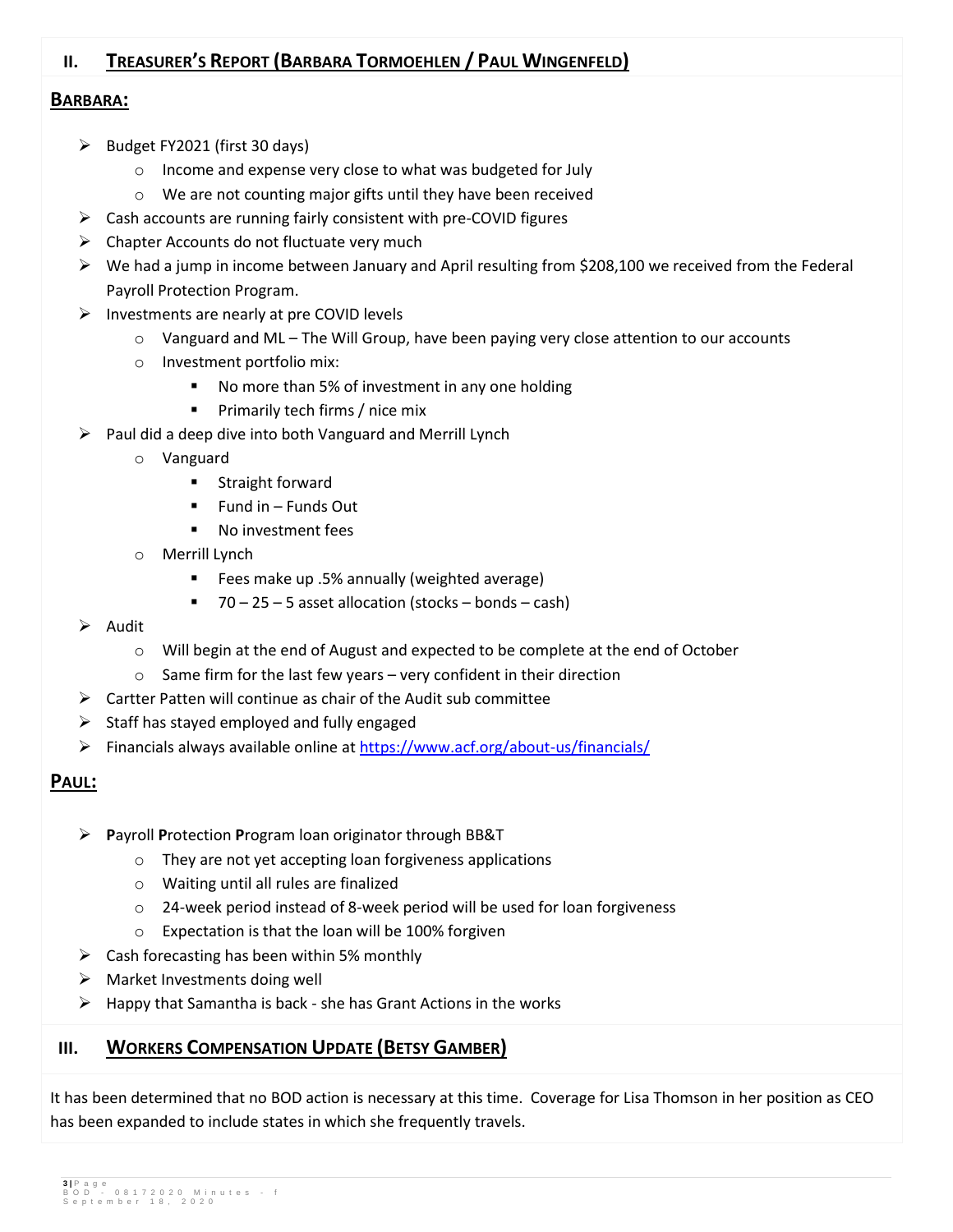## II. Treasurer's Report (Barbara Tormoehlen / Paul Wingenfeld)

### Barbara:

- Budget FY2021 (first 30 days)
  - Income and expense very close to what was budgeted for July
  - We are not counting major gifts until they have been received
- Cash accounts are running fairly consistent with pre-COVID figures
- Chapter Accounts do not fluctuate very much
- We had a jump in income between January and April resulting from $208,100 we received from the Federal Payroll Protection Program.
- Investments are nearly at pre COVID levels
  - Vanguard and ML – The Will Group, have been paying very close attention to our accounts
  - Investment portfolio mix:
    - No more than 5% of investment in any one holding
    - Primarily tech firms / nice mix
- Paul did a deep dive into both Vanguard and Merrill Lynch
  - Vanguard
    - Straight forward
    - Fund in – Funds Out
    - No investment fees
  - Merrill Lynch
    - Fees make up .5% annually (weighted average)
    - 70 – 25 – 5 asset allocation (stocks – bonds – cash)
- Audit
  - Will begin at the end of August and expected to be complete at the end of October
  - Same firm for the last few years – very confident in their direction
- Cartter Patten will continue as chair of the Audit sub committee
- Staff has stayed employed and fully engaged
- Financials always available online at https://www.acf.org/about-us/financials/

### Paul:

- **P**ayroll **P**rotection **P**rogram loan originator through BB&T
  - They are not yet accepting loan forgiveness applications
  - Waiting until all rules are finalized
  - 24-week period instead of 8-week period will be used for loan forgiveness
  - Expectation is that the loan will be 100% forgiven
- Cash forecasting has been within 5% monthly
- Market Investments doing well
- Happy that Samantha is back - she has Grant Actions in the works

## III. Workers Compensation Update (Betsy Gamber)

It has been determined that no BOD action is necessary at this time. Coverage for Lisa Thomson in her position as CEO has been expanded to include states in which she frequently travels.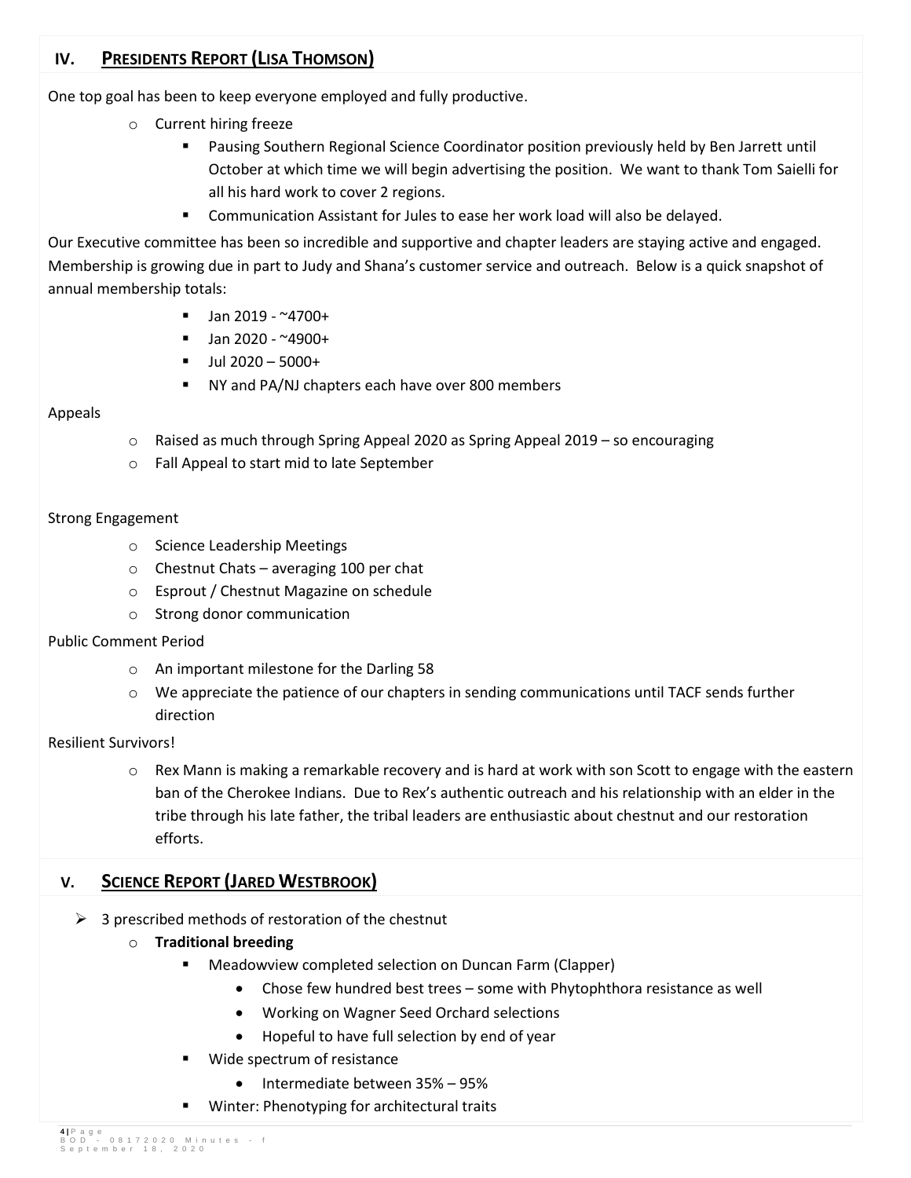## IV. PRESIDENTS REPORT (LISA THOMSON)

One top goal has been to keep everyone employed and fully productive.

- Current hiring freeze
  - Pausing Southern Regional Science Coordinator position previously held by Ben Jarrett until October at which time we will begin advertising the position. We want to thank Tom Saielli for all his hard work to cover 2 regions.
  - Communication Assistant for Jules to ease her work load will also be delayed.

Our Executive committee has been so incredible and supportive and chapter leaders are staying active and engaged. Membership is growing due in part to Judy and Shana's customer service and outreach. Below is a quick snapshot of annual membership totals:

- Jan 2019 - ~4700+
- Jan 2020 - ~4900+
- Jul 2020 – 5000+
- NY and PA/NJ chapters each have over 800 members

Appeals

- Raised as much through Spring Appeal 2020 as Spring Appeal 2019 – so encouraging
- Fall Appeal to start mid to late September

Strong Engagement

- Science Leadership Meetings
- Chestnut Chats – averaging 100 per chat
- Esprout / Chestnut Magazine on schedule
- Strong donor communication

Public Comment Period

- An important milestone for the Darling 58
- We appreciate the patience of our chapters in sending communications until TACF sends further direction

Resilient Survivors!

- Rex Mann is making a remarkable recovery and is hard at work with son Scott to engage with the eastern ban of the Cherokee Indians. Due to Rex's authentic outreach and his relationship with an elder in the tribe through his late father, the tribal leaders are enthusiastic about chestnut and our restoration efforts.

## V. SCIENCE REPORT (JARED WESTBROOK)

- 3 prescribed methods of restoration of the chestnut
  - **Traditional breeding**
    - Meadowview completed selection on Duncan Farm (Clapper)
      - Chose few hundred best trees – some with Phytophthora resistance as well
      - Working on Wagner Seed Orchard selections
      - Hopeful to have full selection by end of year
    - Wide spectrum of resistance
      - Intermediate between 35% – 95%
    - Winter: Phenotyping for architectural traits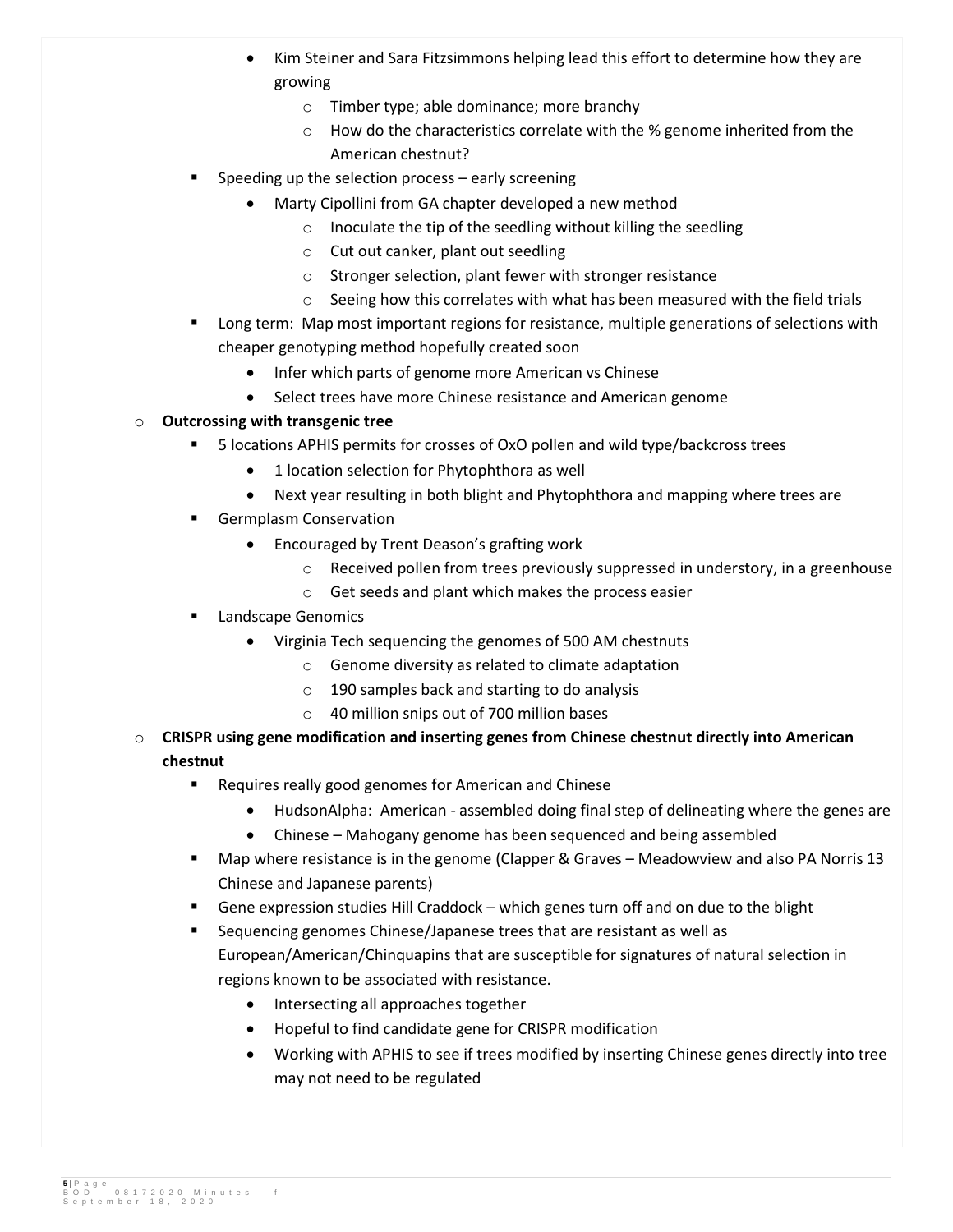- Kim Steiner and Sara Fitzsimmons helping lead this effort to determine how they are growing
            - Timber type; able dominance; more branchy
            - How do the characteristics correlate with the % genome inherited from the American chestnut?
    - Speeding up the selection process – early screening
        - Marty Cipollini from GA chapter developed a new method
            - Inoculate the tip of the seedling without killing the seedling
            - Cut out canker, plant out seedling
            - Stronger selection, plant fewer with stronger resistance
            - Seeing how this correlates with what has been measured with the field trials
    - Long term: Map most important regions for resistance, multiple generations of selections with cheaper genotyping method hopefully created soon
        - Infer which parts of genome more American vs Chinese
        - Select trees have more Chinese resistance and American genome
- **Outcrossing with transgenic tree**
    - 5 locations APHIS permits for crosses of OxO pollen and wild type/backcross trees
        - 1 location selection for Phytophthora as well
        - Next year resulting in both blight and Phytophthora and mapping where trees are
    - Germplasm Conservation
        - Encouraged by Trent Deason's grafting work
            - Received pollen from trees previously suppressed in understory, in a greenhouse
            - Get seeds and plant which makes the process easier
    - Landscape Genomics
        - Virginia Tech sequencing the genomes of 500 AM chestnuts
            - Genome diversity as related to climate adaptation
            - 190 samples back and starting to do analysis
            - 40 million snips out of 700 million bases
- **CRISPR using gene modification and inserting genes from Chinese chestnut directly into American chestnut**
    - Requires really good genomes for American and Chinese
        - HudsonAlpha: American - assembled doing final step of delineating where the genes are
        - Chinese – Mahogany genome has been sequenced and being assembled
    - Map where resistance is in the genome (Clapper & Graves – Meadowview and also PA Norris 13 Chinese and Japanese parents)
    - Gene expression studies Hill Craddock – which genes turn off and on due to the blight
    - Sequencing genomes Chinese/Japanese trees that are resistant as well as European/American/Chinquapins that are susceptible for signatures of natural selection in regions known to be associated with resistance.
        - Intersecting all approaches together
        - Hopeful to find candidate gene for CRISPR modification
        - Working with APHIS to see if trees modified by inserting Chinese genes directly into tree may not need to be regulated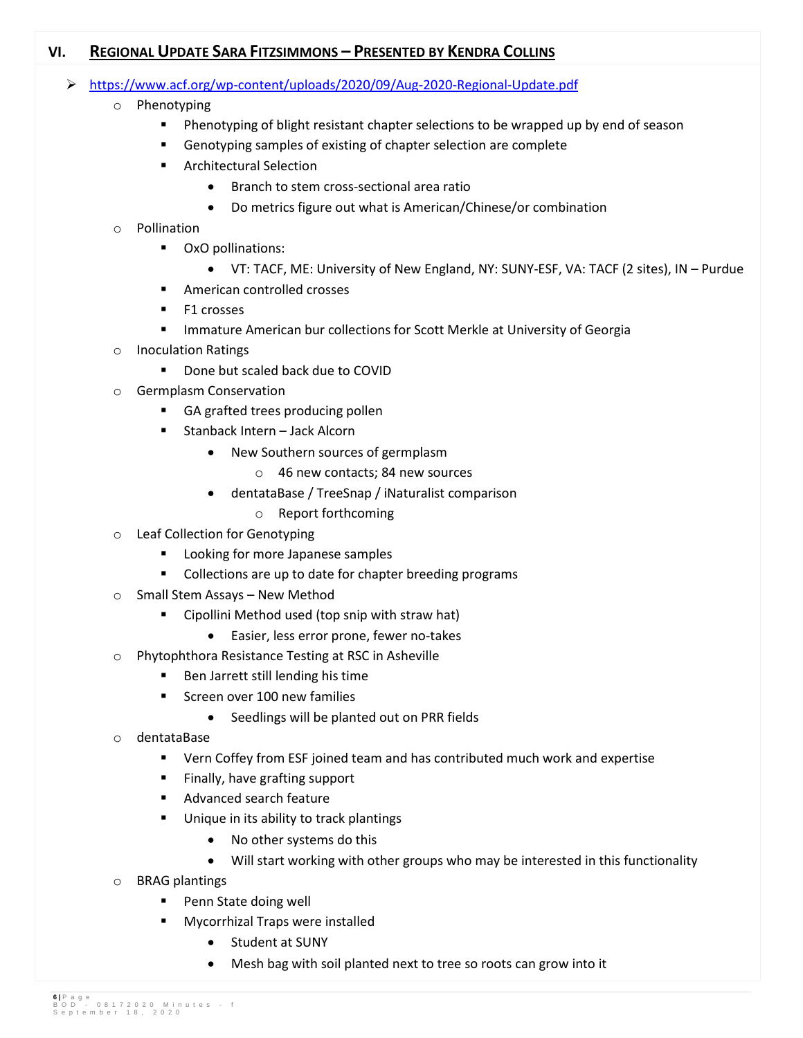## VI. Regional Update Sara Fitzsimmons – Presented by Kendra Collins

- https://www.acf.org/wp-content/uploads/2020/09/Aug-2020-Regional-Update.pdf
  - Phenotyping
    - Phenotyping of blight resistant chapter selections to be wrapped up by end of season
    - Genotyping samples of existing of chapter selection are complete
    - Architectural Selection
      - Branch to stem cross-sectional area ratio
      - Do metrics figure out what is American/Chinese/or combination
  - Pollination
    - OxO pollinations:
      - VT: TACF, ME: University of New England, NY: SUNY-ESF, VA: TACF (2 sites), IN – Purdue
    - American controlled crosses
    - F1 crosses
    - Immature American bur collections for Scott Merkle at University of Georgia
  - Inoculation Ratings
    - Done but scaled back due to COVID
  - Germplasm Conservation
    - GA grafted trees producing pollen
    - Stanback Intern – Jack Alcorn
      - New Southern sources of germplasm
        - 46 new contacts; 84 new sources
      - dentataBase / TreeSnap / iNaturalist comparison
        - Report forthcoming
  - Leaf Collection for Genotyping
    - Looking for more Japanese samples
    - Collections are up to date for chapter breeding programs
  - Small Stem Assays – New Method
    - Cipollini Method used (top snip with straw hat)
      - Easier, less error prone, fewer no-takes
  - Phytophthora Resistance Testing at RSC in Asheville
    - Ben Jarrett still lending his time
    - Screen over 100 new families
      - Seedlings will be planted out on PRR fields
  - dentataBase
    - Vern Coffey from ESF joined team and has contributed much work and expertise
    - Finally, have grafting support
    - Advanced search feature
    - Unique in its ability to track plantings
      - No other systems do this
      - Will start working with other groups who may be interested in this functionality
  - BRAG plantings
    - Penn State doing well
    - Mycorrhizal Traps were installed
      - Student at SUNY
      - Mesh bag with soil planted next to tree so roots can grow into it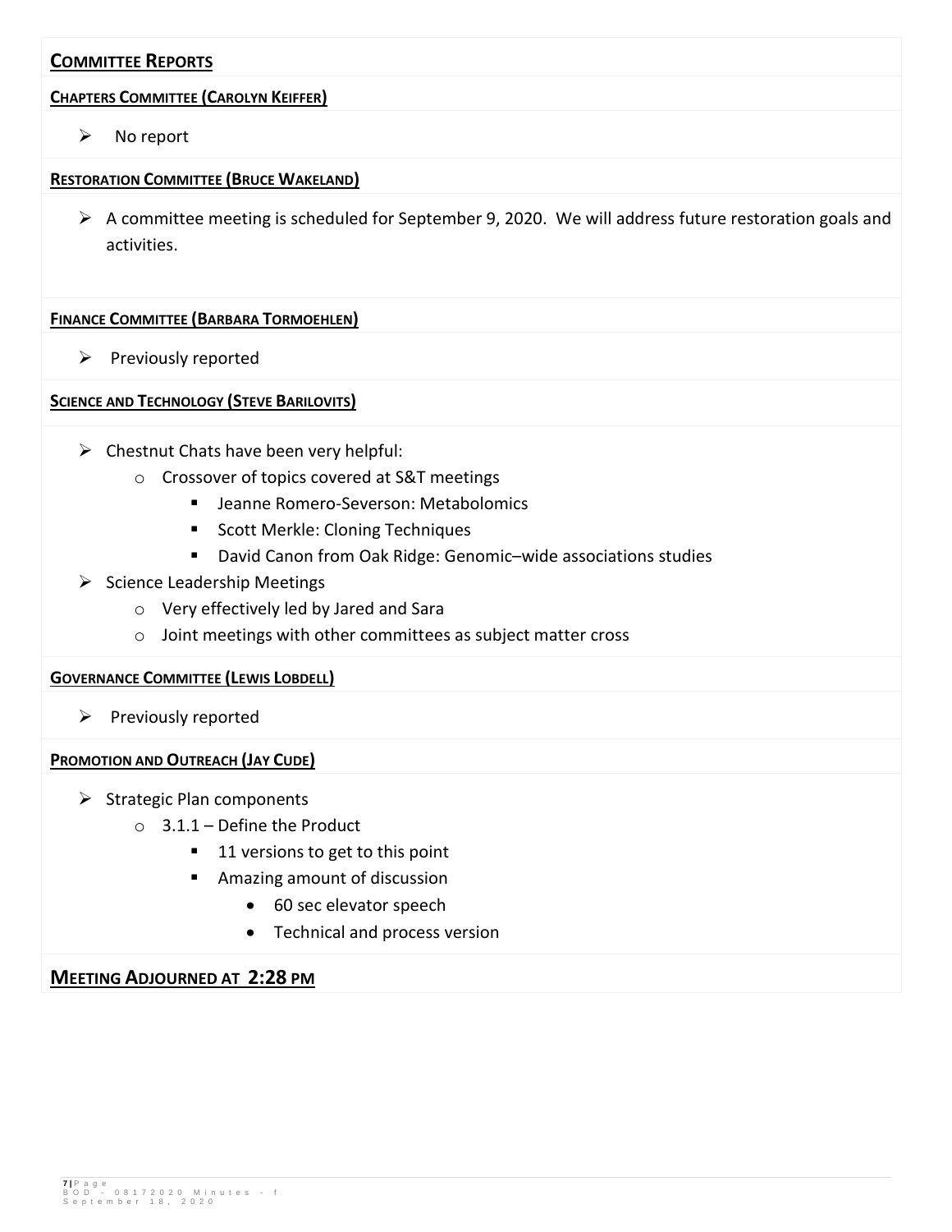## COMMITTEE REPORTS

### CHAPTERS COMMITTEE (CAROLYN KEIFFER)

- No report

### RESTORATION COMMITTEE (BRUCE WAKELAND)

- A committee meeting is scheduled for September 9, 2020. We will address future restoration goals and activities.

### FINANCE COMMITTEE (BARBARA TORMOEHLEN)

- Previously reported

### SCIENCE AND TECHNOLOGY (STEVE BARILOVITS)

- Chestnut Chats have been very helpful:
  - Crossover of topics covered at S&T meetings
    - Jeanne Romero-Severson: Metabolomics
    - Scott Merkle: Cloning Techniques
    - David Canon from Oak Ridge: Genomic–wide associations studies
- Science Leadership Meetings
  - Very effectively led by Jared and Sara
  - Joint meetings with other committees as subject matter cross

### GOVERNANCE COMMITTEE (LEWIS LOBDELL)

- Previously reported

### PROMOTION AND OUTREACH (JAY CUDE)

- Strategic Plan components
  - 3.1.1 – Define the Product
    - 11 versions to get to this point
    - Amazing amount of discussion
      - 60 sec elevator speech
      - Technical and process version

## MEETING ADJOURNED AT 2:28 PM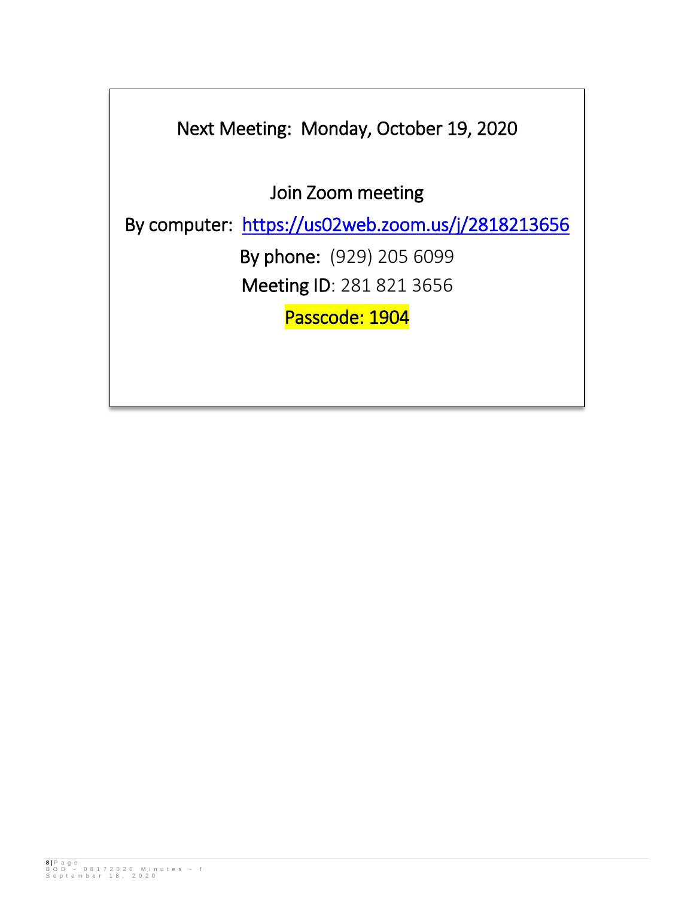Next Meeting: Monday, October 19, 2020

Join Zoom meeting

By computer: [https://us02web.zoom.us/j/2818213656](https://us02web.zoom.us/j/2818213656)

By phone: (929) 205 6099

Meeting ID: 281 821 3656

Passcode: 1904